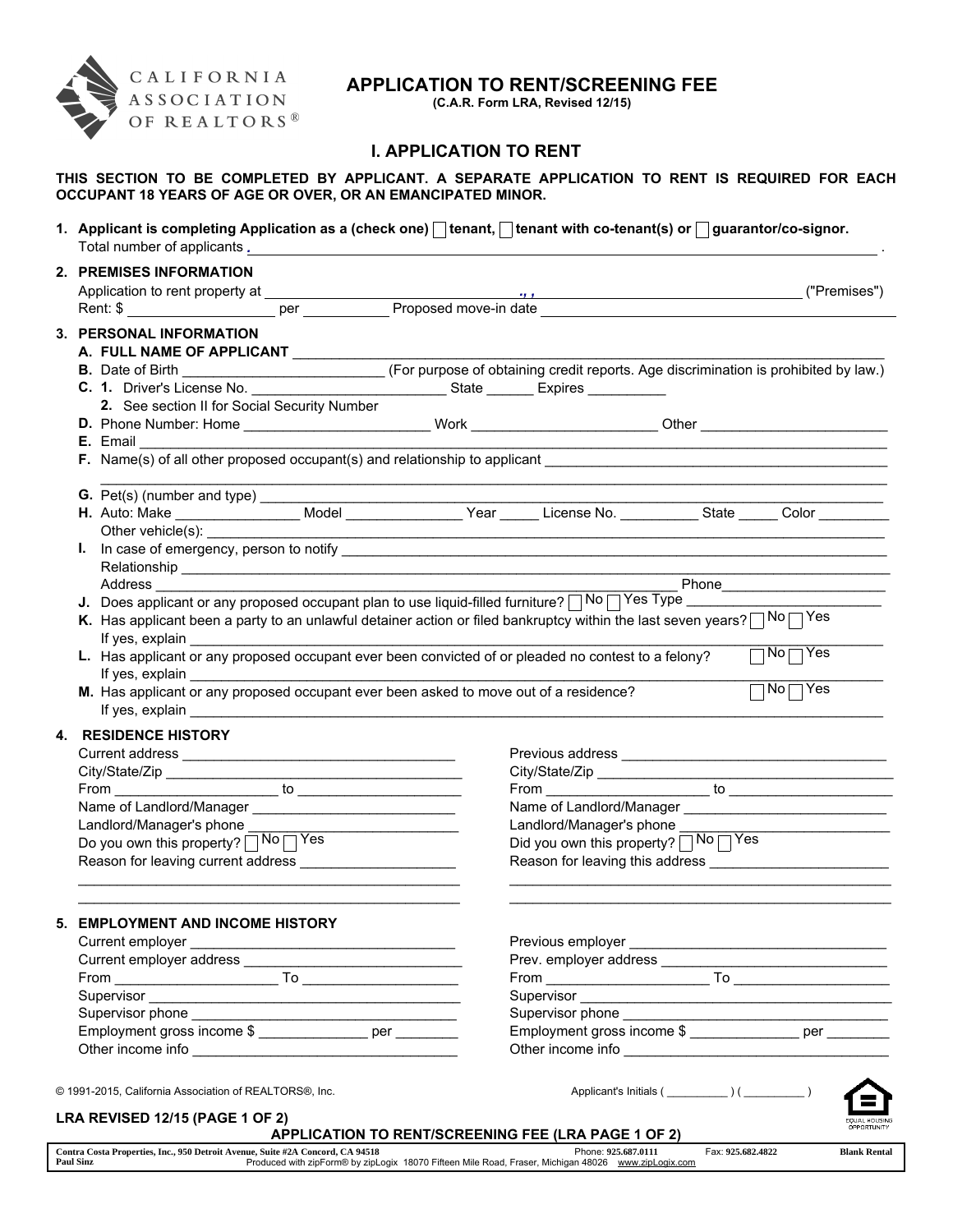CALIFORNIA ASSOCIATION OF REALTORS®

# APPLICATION TO RENT/SCREENING FEE

**(C.A.R. Form LRA, Revised 12/15)**

## I. APPLICATION TO RENT

**THIS SECTION TO BE COMPLETED BY APPLICANT. A SEPARATE APPLICATION TO RENT IS REQUIRED FOR EACH OCCUPANT 18 YEARS OF AGE OR OVER, OR AN EMANCIPATED MINOR.**

1. **Applicant is completing Application as a (check one) ☐ tenant, ☐ tenant with co-tenant(s) or ☐ guarantor/co-signor.**
   Total number of applicants . ______________________________________________ .

2. **PREMISES INFORMATION**
   Application to rent property at ______________________________ ., , ______________________________ ("Premises")
   Rent: $ ________________ per __________ Proposed move-in date ______________________________

3. **PERSONAL INFORMATION**
   **A. FULL NAME OF APPLICANT** ______________________________________________
   **B.** Date of Birth ______________________ (For purpose of obtaining credit reports. Age discrimination is prohibited by law.)
   **C. 1.** Driver's License No. ______________________ State ______ Expires __________
   **2.** See section II for Social Security Number
   **D.** Phone Number: Home ______________________ Work ______________________ Other ______________________
   **E.** Email ______________________________________________
   **F.** Name(s) of all other proposed occupant(s) and relationship to applicant ______________________________________________
   ______________________________________________
   **G.** Pet(s) (number and type) ______________________________________________
   **H.** Auto: Make ______________ Model ______________ Year _____ License No. __________ State _____ Color ________
   Other vehicle(s): ______________________________________________
   **I.** In case of emergency, person to notify ______________________________________________
   Relationship ______________________________________________
   Address ______________________________________________ Phone____________________
   **J.** Does applicant or any proposed occupant plan to use liquid-filled furniture? ☐ No ☐ Yes Type ______________________
   **K.** Has applicant been a party to an unlawful detainer action or filed bankruptcy within the last seven years? ☐ No ☐ Yes
   If yes, explain ______________________________________________
   **L.** Has applicant or any proposed occupant ever been convicted of or pleaded no contest to a felony? ☐ No ☐ Yes
   If yes, explain ______________________________________________
   **M.** Has applicant or any proposed occupant ever been asked to move out of a residence? ☐ No ☐ Yes
   If yes, explain ______________________________________________

4. **RESIDENCE HISTORY**

   Current address ______________________________
   City/State/Zip ______________________________
   From ________________ to ________________
   Name of Landlord/Manager ______________________
   Landlord/Manager's phone ______________________
   Do you own this property? ☐ No ☐ Yes
   Reason for leaving current address ________________
   ______________________________________________
   ______________________________________________

   Previous address ______________________________
   City/State/Zip ______________________________
   From ________________ to ________________
   Name of Landlord/Manager ______________________
   Landlord/Manager's phone ______________________
   Did you own this property? ☐ No ☐ Yes
   Reason for leaving this address ________________
   ______________________________________________
   ______________________________________________

5. **EMPLOYMENT AND INCOME HISTORY**

   Current employer ______________________________
   Current employer address ______________________
   From ________________ To ________________
   Supervisor ______________________________
   Supervisor phone ______________________________
   Employment gross income $ ____________ per ________
   Other income info ______________________________

   Previous employer ______________________________
   Prev. employer address ______________________
   From ________________ To ________________
   Supervisor ______________________________
   Supervisor phone ______________________________
   Employment gross income $ ____________ per ________
   Other income info ______________________________

© 1991-2015, California Association of REALTORS®, Inc.

Applicant's Initials ( _________ ) ( _________ )

**LRA REVISED 12/15 (PAGE 1 OF 2)**

**APPLICATION TO RENT/SCREENING FEE (LRA PAGE 1 OF 2)**

Contra Costa Properties, Inc., 950 Detroit Avenue, Suite #2A Concord, CA 94518 | Phone: 925.687.0111 | Fax: 925.682.4822 | Blank Rental
Paul Sinz | Produced with zipForm® by zipLogix 18070 Fifteen Mile Road, Fraser, Michigan 48026 www.zipLogix.com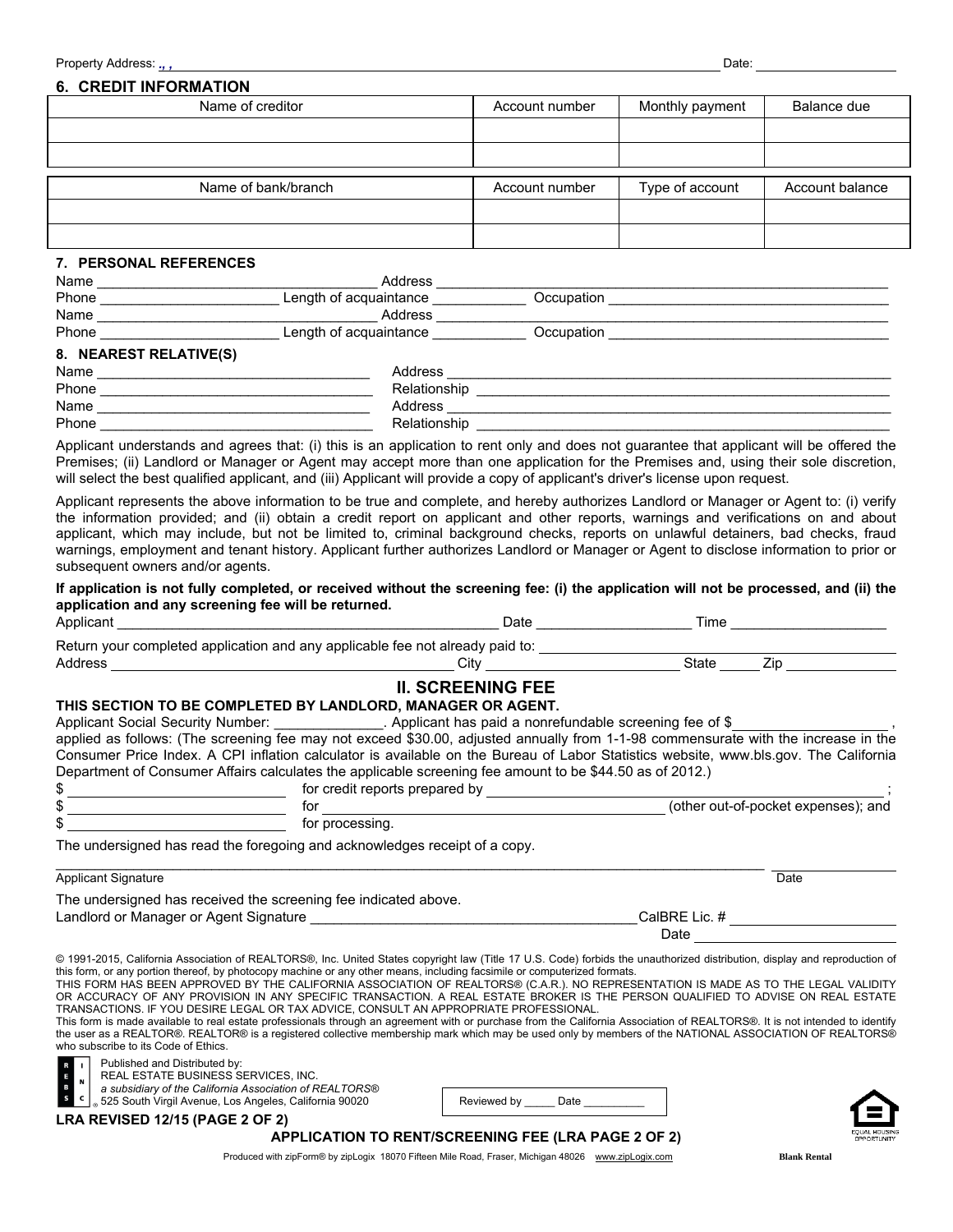Property Address: ., , Date: ___________________

## 6. CREDIT INFORMATION

| Name of creditor | Account number | Monthly payment | Balance due |
|---|---|---|---|
| | | | |
| | | | |

| Name of bank/branch | Account number | Type of account | Account balance |
|---|---|---|---|
| | | | |
| | | | |

## 7. PERSONAL REFERENCES

Name ____________________________________ Address ____________________________________________________________

Phone ______________________ Length of acquaintance ____________ Occupation ____________________________________

Name ____________________________________ Address ____________________________________________________________

Phone ______________________ Length of acquaintance ____________ Occupation ____________________________________

## 8. NEAREST RELATIVE(S)

Name __________________________________ Address ____________________________________________________________

Phone __________________________________ Relationship ________________________________________________________

Name __________________________________ Address ____________________________________________________________

Phone __________________________________ Relationship ________________________________________________________

Applicant understands and agrees that: (i) this is an application to rent only and does not guarantee that applicant will be offered the Premises; (ii) Landlord or Manager or Agent may accept more than one application for the Premises and, using their sole discretion, will select the best qualified applicant, and (iii) Applicant will provide a copy of applicant's driver's license upon request.

Applicant represents the above information to be true and complete, and hereby authorizes Landlord or Manager or Agent to: (i) verify the information provided; and (ii) obtain a credit report on applicant and other reports, warnings and verifications on and about applicant, which may include, but not be limited to, criminal background checks, reports on unlawful detainers, bad checks, fraud warnings, employment and tenant history. Applicant further authorizes Landlord or Manager or Agent to disclose information to prior or subsequent owners and/or agents.

**If application is not fully completed, or received without the screening fee: (i) the application will not be processed, and (ii) the application and any screening fee will be returned.**

Applicant ________________________________________________ Date ___________________ Time ____________________

Return your completed application and any applicable fee not already paid to: ____________________________________

Address ____________________________________________ City ______________________ State _____ Zip ______________

## II. SCREENING FEE

**THIS SECTION TO BE COMPLETED BY LANDLORD, MANAGER OR AGENT.**

Applicant Social Security Number: ______________. Applicant has paid a nonrefundable screening fee of $__________________, applied as follows: (The screening fee may not exceed $30.00, adjusted annually from 1-1-98 commensurate with the increase in the Consumer Price Index. A CPI inflation calculator is available on the Bureau of Labor Statistics website, www.bls.gov. The California Department of Consumer Affairs calculates the applicable screening fee amount to be $44.50 as of 2012.)

$ ___________________________ for credit reports prepared by ____________________________________________;

$ ___________________________ for ____________________________________________ (other out-of-pocket expenses); and

$ ___________________________ for processing.

The undersigned has read the foregoing and acknowledges receipt of a copy.

_____________________________________________________________________________________ _______________

Applicant Signature Date

The undersigned has received the screening fee indicated above.

Landlord or Manager or Agent Signature __________________________________________ CalBRE Lic. # ____________________

Date ____________________

© 1991-2015, California Association of REALTORS®, Inc. United States copyright law (Title 17 U.S. Code) forbids the unauthorized distribution, display and reproduction of this form, or any portion thereof, by photocopy machine or any other means, including facsimile or computerized formats.

THIS FORM HAS BEEN APPROVED BY THE CALIFORNIA ASSOCIATION OF REALTORS® (C.A.R.). NO REPRESENTATION IS MADE AS TO THE LEGAL VALIDITY OR ACCURACY OF ANY PROVISION IN ANY SPECIFIC TRANSACTION. A REAL ESTATE BROKER IS THE PERSON QUALIFIED TO ADVISE ON REAL ESTATE TRANSACTIONS. IF YOU DESIRE LEGAL OR TAX ADVICE, CONSULT AN APPROPRIATE PROFESSIONAL.

This form is made available to real estate professionals through an agreement with or purchase from the California Association of REALTORS®. It is not intended to identify the user as a REALTOR®. REALTOR® is a registered collective membership mark which may be used only by members of the NATIONAL ASSOCIATION OF REALTORS® who subscribe to its Code of Ethics.

Published and Distributed by:
REAL ESTATE BUSINESS SERVICES, INC.
*a subsidiary of the California Association of REALTORS®*
525 South Virgil Avenue, Los Angeles, California 90020

Reviewed by _____ Date _________

**LRA REVISED 12/15 (PAGE 2 OF 2)**

**APPLICATION TO RENT/SCREENING FEE (LRA PAGE 2 OF 2)**

Produced with zipForm® by zipLogix 18070 Fifteen Mile Road, Fraser, Michigan 48026 www.zipLogix.com Blank Rental